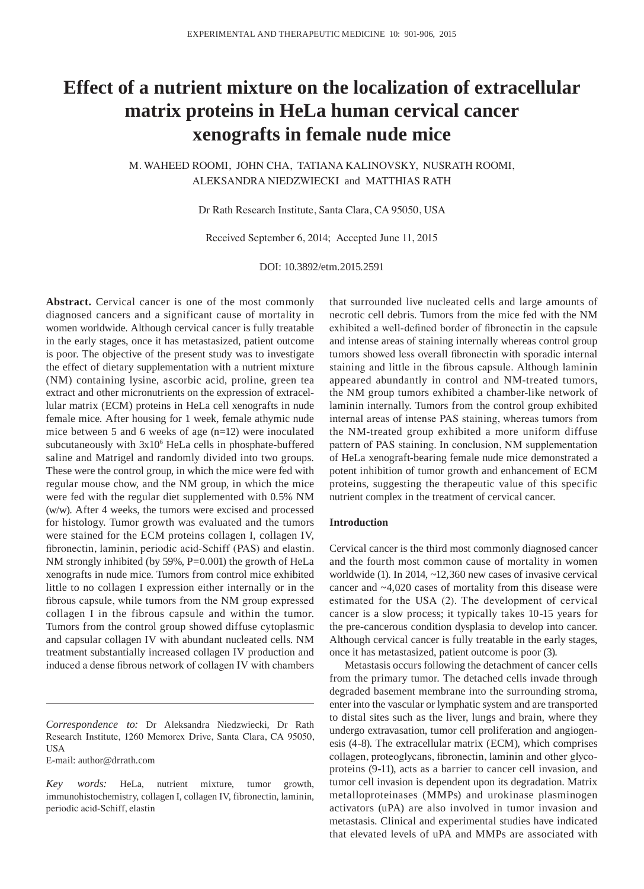# Effect of a nutrient mixture on the localization of extracellular matrix proteins in HeLa human cervical cancer xenografts in female nude mice

M. WAHEED ROOMI, JOHN CHA, TATIANA KALINOVSKY, NUSRATH ROOMI, ALEKSANDRA NIEDZWIECKI and MATTHIAS RATH

Dr Rath Research Institute, Santa Clara, CA 95050, USA

Received September 6, 2014; Accepted June 11, 2015

DOI: 10.3892/etm.2015.2591

**Abstract.** Cervical cancer is one of the most commonly diagnosed cancers and a significant cause of mortality in women worldwide. Although cervical cancer is fully treatable in the early stages, once it has metastasized, patient outcome is poor. The objective of the present study was to investigate the effect of dietary supplementation with a nutrient mixture (NM) containing lysine, ascorbic acid, proline, green tea extract and other micronutrients on the expression of extracellular matrix (ECM) proteins in HeLa cell xenografts in nude female mice. After housing for 1 week, female athymic nude mice between 5 and 6 weeks of age (n=12) were inoculated subcutaneously with $3x10^6$ HeLa cells in phosphate-buffered saline and Matrigel and randomly divided into two groups. These were the control group, in which the mice were fed with regular mouse chow, and the NM group, in which the mice were fed with the regular diet supplemented with 0.5% NM (w/w). After 4 weeks, the tumors were excised and processed for histology. Tumor growth was evaluated and the tumors were stained for the ECM proteins collagen I, collagen IV, fibronectin, laminin, periodic acid-Schiff (PAS) and elastin. NM strongly inhibited (by 59%, P=0.001) the growth of HeLa xenografts in nude mice. Tumors from control mice exhibited little to no collagen I expression either internally or in the fibrous capsule, while tumors from the NM group expressed collagen I in the fibrous capsule and within the tumor. Tumors from the control group showed diffuse cytoplasmic and capsular collagen IV with abundant nucleated cells. NM treatment substantially increased collagen IV production and induced a dense fibrous network of collagen IV with chambers that surrounded live nucleated cells and large amounts of necrotic cell debris. Tumors from the mice fed with the NM exhibited a well-defined border of fibronectin in the capsule and intense areas of staining internally whereas control group tumors showed less overall fibronectin with sporadic internal staining and little in the fibrous capsule. Although laminin appeared abundantly in control and NM-treated tumors, the NM group tumors exhibited a chamber-like network of laminin internally. Tumors from the control group exhibited internal areas of intense PAS staining, whereas tumors from the NM-treated group exhibited a more uniform diffuse pattern of PAS staining. In conclusion, NM supplementation of HeLa xenograft-bearing female nude mice demonstrated a potent inhibition of tumor growth and enhancement of ECM proteins, suggesting the therapeutic value of this specific nutrient complex in the treatment of cervical cancer.

*Correspondence to:* Dr Aleksandra Niedzwiecki, Dr Rath Research Institute, 1260 Memorex Drive, Santa Clara, CA 95050, USA
E-mail: author@drrath.com

*Key words:* HeLa, nutrient mixture, tumor growth, immunohistochemistry, collagen I, collagen IV, fibronectin, laminin, periodic acid-Schiff, elastin

## Introduction

Cervical cancer is the third most commonly diagnosed cancer and the fourth most common cause of mortality in women worldwide (1). In 2014, ~12,360 new cases of invasive cervical cancer and ~4,020 cases of mortality from this disease were estimated for the USA (2). The development of cervical cancer is a slow process; it typically takes 10-15 years for the pre-cancerous condition dysplasia to develop into cancer. Although cervical cancer is fully treatable in the early stages, once it has metastasized, patient outcome is poor (3).

Metastasis occurs following the detachment of cancer cells from the primary tumor. The detached cells invade through degraded basement membrane into the surrounding stroma, enter into the vascular or lymphatic system and are transported to distal sites such as the liver, lungs and brain, where they undergo extravasation, tumor cell proliferation and angiogenesis (4-8). The extracellular matrix (ECM), which comprises collagen, proteoglycans, fibronectin, laminin and other glycoproteins (9-11), acts as a barrier to cancer cell invasion, and tumor cell invasion is dependent upon its degradation. Matrix metalloproteinases (MMPs) and urokinase plasminogen activators (uPA) are also involved in tumor invasion and metastasis. Clinical and experimental studies have indicated that elevated levels of uPA and MMPs are associated with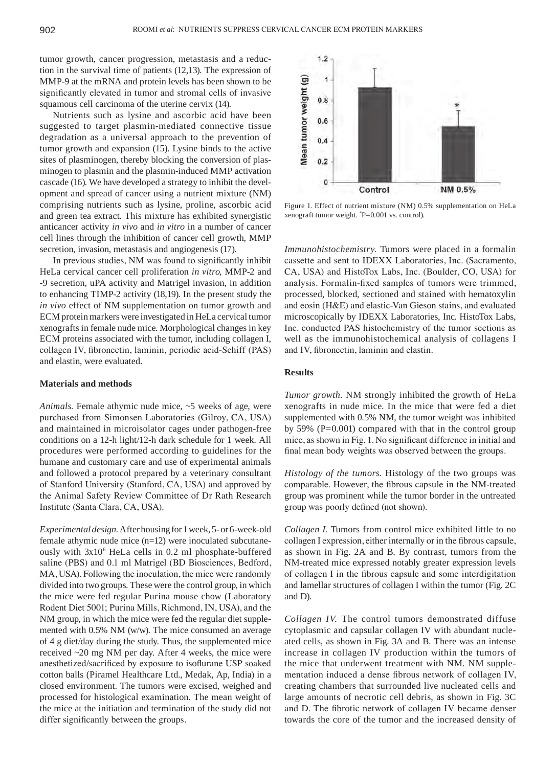tumor growth, cancer progression, metastasis and a reduction in the survival time of patients (12,13). The expression of MMP-9 at the mRNA and protein levels has been shown to be significantly elevated in tumor and stromal cells of invasive squamous cell carcinoma of the uterine cervix (14).

Nutrients such as lysine and ascorbic acid have been suggested to target plasmin-mediated connective tissue degradation as a universal approach to the prevention of tumor growth and expansion (15). Lysine binds to the active sites of plasminogen, thereby blocking the conversion of plasminogen to plasmin and the plasmin-induced MMP activation cascade (16). We have developed a strategy to inhibit the development and spread of cancer using a nutrient mixture (NM) comprising nutrients such as lysine, proline, ascorbic acid and green tea extract. This mixture has exhibited synergistic anticancer activity *in vivo* and *in vitro* in a number of cancer cell lines through the inhibition of cancer cell growth, MMP secretion, invasion, metastasis and angiogenesis (17).

In previous studies, NM was found to significantly inhibit HeLa cervical cancer cell proliferation *in vitro*, MMP-2 and -9 secretion, uPA activity and Matrigel invasion, in addition to enhancing TIMP-2 activity (18,19). In the present study the *in vivo* effect of NM supplementation on tumor growth and ECM protein markers were investigated in HeLa cervical tumor xenografts in female nude mice. Morphological changes in key ECM proteins associated with the tumor, including collagen I, collagen IV, fibronectin, laminin, periodic acid-Schiff (PAS) and elastin, were evaluated.

## Materials and methods

*Animals.* Female athymic nude mice, ~5 weeks of age, were purchased from Simonsen Laboratories (Gilroy, CA, USA) and maintained in microisolator cages under pathogen-free conditions on a 12-h light/12-h dark schedule for 1 week. All procedures were performed according to guidelines for the humane and customary care and use of experimental animals and followed a protocol prepared by a veterinary consultant of Stanford University (Stanford, CA, USA) and approved by the Animal Safety Review Committee of Dr Rath Research Institute (Santa Clara, CA, USA).

*Experimental design.* After housing for 1 week, 5- or 6-week-old female athymic nude mice (n=12) were inoculated subcutaneously with $3x10^6$ HeLa cells in 0.2 ml phosphate-buffered saline (PBS) and 0.1 ml Matrigel (BD Biosciences, Bedford, MA, USA). Following the inoculation, the mice were randomly divided into two groups. These were the control group, in which the mice were fed regular Purina mouse chow (Laboratory Rodent Diet 5001; Purina Mills, Richmond, IN, USA), and the NM group, in which the mice were fed the regular diet supplemented with 0.5% NM (w/w). The mice consumed an average of 4 g diet/day during the study. Thus, the supplemented mice received ~20 mg NM per day. After 4 weeks, the mice were anesthetized/sacrificed by exposure to isoflurane USP soaked cotton balls (Piramel Healthcare Ltd., Medak, Ap, India) in a closed environment. The tumors were excised, weighed and processed for histological examination. The mean weight of the mice at the initiation and termination of the study did not differ significantly between the groups.

Figure 1. Effect of nutrient mixture (NM) 0.5% supplementation on HeLa xenograft tumor weight. *P=0.001 vs. control).

*Immunohistochemistry.* Tumors were placed in a formalin cassette and sent to IDEXX Laboratories, Inc. (Sacramento, CA, USA) and HistoTox Labs, Inc. (Boulder, CO, USA) for analysis. Formalin-fixed samples of tumors were trimmed, processed, blocked, sectioned and stained with hematoxylin and eosin (H&E) and elastic-Van Gieson stains, and evaluated microscopically by IDEXX Laboratories, Inc. HistoTox Labs, Inc. conducted PAS histochemistry of the tumor sections as well as the immunohistochemical analysis of collagens I and IV, fibronectin, laminin and elastin.

## Results

*Tumor growth.* NM strongly inhibited the growth of HeLa xenografts in nude mice. In the mice that were fed a diet supplemented with 0.5% NM, the tumor weight was inhibited by 59% (P=0.001) compared with that in the control group mice, as shown in Fig. 1. No significant difference in initial and final mean body weights was observed between the groups.

*Histology of the tumors.* Histology of the two groups was comparable. However, the fibrous capsule in the NM-treated group was prominent while the tumor border in the untreated group was poorly defined (not shown).

*Collagen I.* Tumors from control mice exhibited little to no collagen I expression, either internally or in the fibrous capsule, as shown in Fig. 2A and B. By contrast, tumors from the NM-treated mice expressed notably greater expression levels of collagen I in the fibrous capsule and some interdigitation and lamellar structures of collagen I within the tumor (Fig. 2C and D).

*Collagen IV.* The control tumors demonstrated diffuse cytoplasmic and capsular collagen IV with abundant nucleated cells, as shown in Fig. 3A and B. There was an intense increase in collagen IV production within the tumors of the mice that underwent treatment with NM. NM supplementation induced a dense fibrous network of collagen IV, creating chambers that surrounded live nucleated cells and large amounts of necrotic cell debris, as shown in Fig. 3C and D. The fibrotic network of collagen IV became denser towards the core of the tumor and the increased density of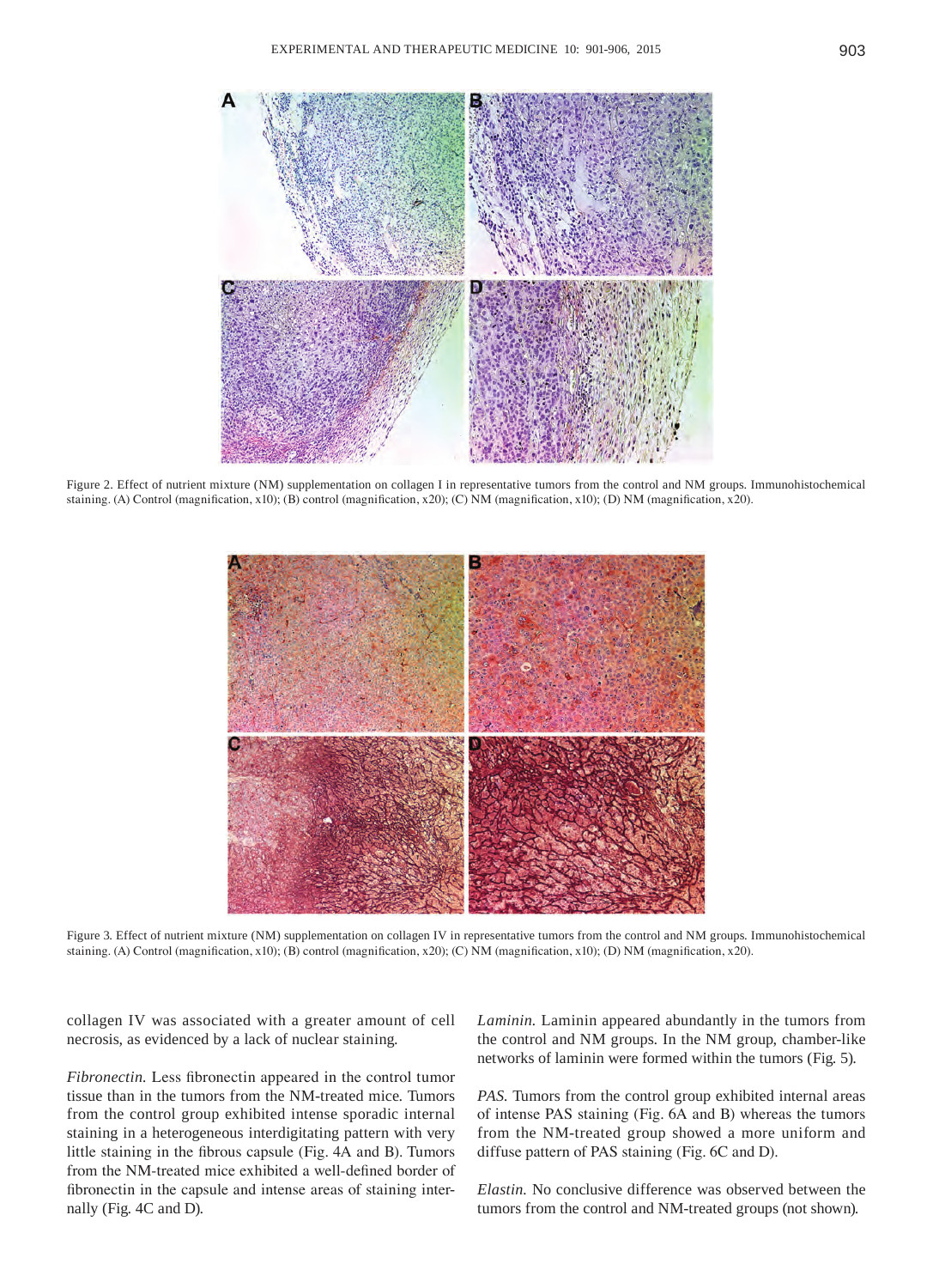Figure 2. Effect of nutrient mixture (NM) supplementation on collagen I in representative tumors from the control and NM groups. Immunohistochemical staining. (A) Control (magnification, x10); (B) control (magnification, x20); (C) NM (magnification, x10); (D) NM (magnification, x20).

Figure 3. Effect of nutrient mixture (NM) supplementation on collagen IV in representative tumors from the control and NM groups. Immunohistochemical staining. (A) Control (magnification, x10); (B) control (magnification, x20); (C) NM (magnification, x10); (D) NM (magnification, x20).

collagen IV was associated with a greater amount of cell necrosis, as evidenced by a lack of nuclear staining.

*Fibronectin.* Less fibronectin appeared in the control tumor tissue than in the tumors from the NM-treated mice. Tumors from the control group exhibited intense sporadic internal staining in a heterogeneous interdigitating pattern with very little staining in the fibrous capsule (Fig. 4A and B). Tumors from the NM-treated mice exhibited a well-defined border of fibronectin in the capsule and intense areas of staining internally (Fig. 4C and D).

*Laminin.* Laminin appeared abundantly in the tumors from the control and NM groups. In the NM group, chamber-like networks of laminin were formed within the tumors (Fig. 5).

*PAS.* Tumors from the control group exhibited internal areas of intense PAS staining (Fig. 6A and B) whereas the tumors from the NM-treated group showed a more uniform and diffuse pattern of PAS staining (Fig. 6C and D).

*Elastin.* No conclusive difference was observed between the tumors from the control and NM-treated groups (not shown).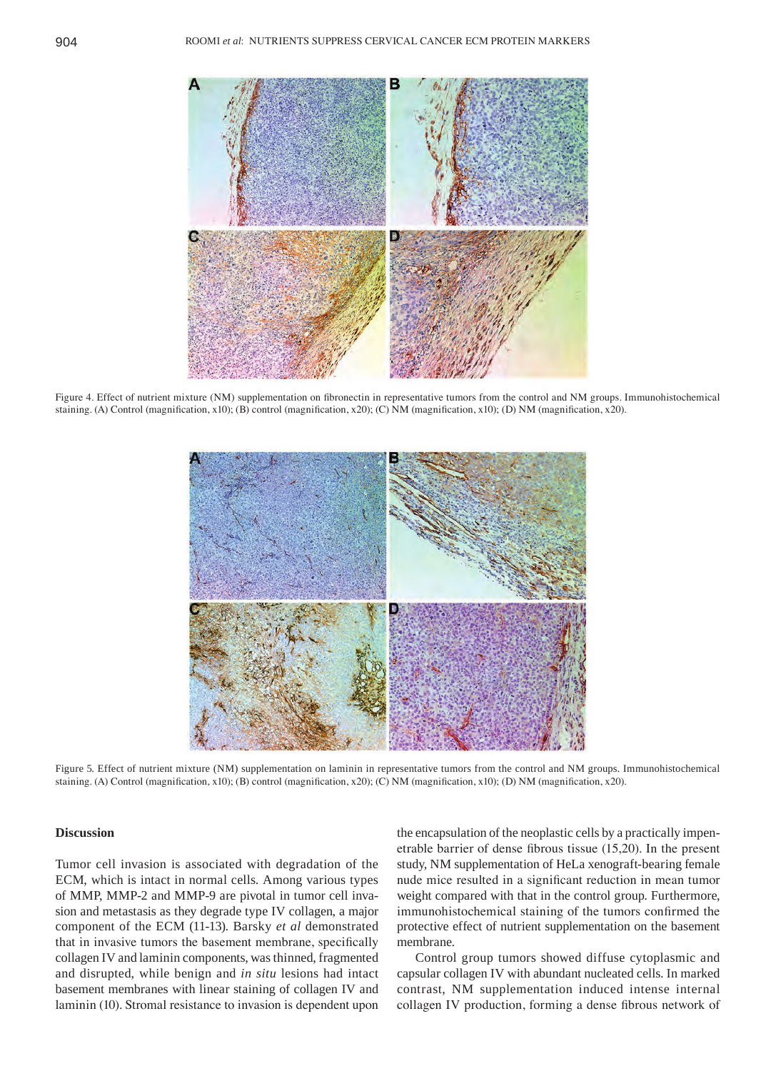Figure 4. Effect of nutrient mixture (NM) supplementation on fibronectin in representative tumors from the control and NM groups. Immunohistochemical staining. (A) Control (magnification, x10); (B) control (magnification, x20); (C) NM (magnification, x10); (D) NM (magnification, x20).

Figure 5. Effect of nutrient mixture (NM) supplementation on laminin in representative tumors from the control and NM groups. Immunohistochemical staining. (A) Control (magnification, x10); (B) control (magnification, x20); (C) NM (magnification, x10); (D) NM (magnification, x20).

## Discussion

Tumor cell invasion is associated with degradation of the ECM, which is intact in normal cells. Among various types of MMP, MMP-2 and MMP-9 are pivotal in tumor cell invasion and metastasis as they degrade type IV collagen, a major component of the ECM (11-13). Barsky *et al* demonstrated that in invasive tumors the basement membrane, specifically collagen IV and laminin components, was thinned, fragmented and disrupted, while benign and *in situ* lesions had intact basement membranes with linear staining of collagen IV and laminin (10). Stromal resistance to invasion is dependent upon the encapsulation of the neoplastic cells by a practically impenetrable barrier of dense fibrous tissue (15,20). In the present study, NM supplementation of HeLa xenograft-bearing female nude mice resulted in a significant reduction in mean tumor weight compared with that in the control group. Furthermore, immunohistochemical staining of the tumors confirmed the protective effect of nutrient supplementation on the basement membrane.

Control group tumors showed diffuse cytoplasmic and capsular collagen IV with abundant nucleated cells. In marked contrast, NM supplementation induced intense internal collagen IV production, forming a dense fibrous network of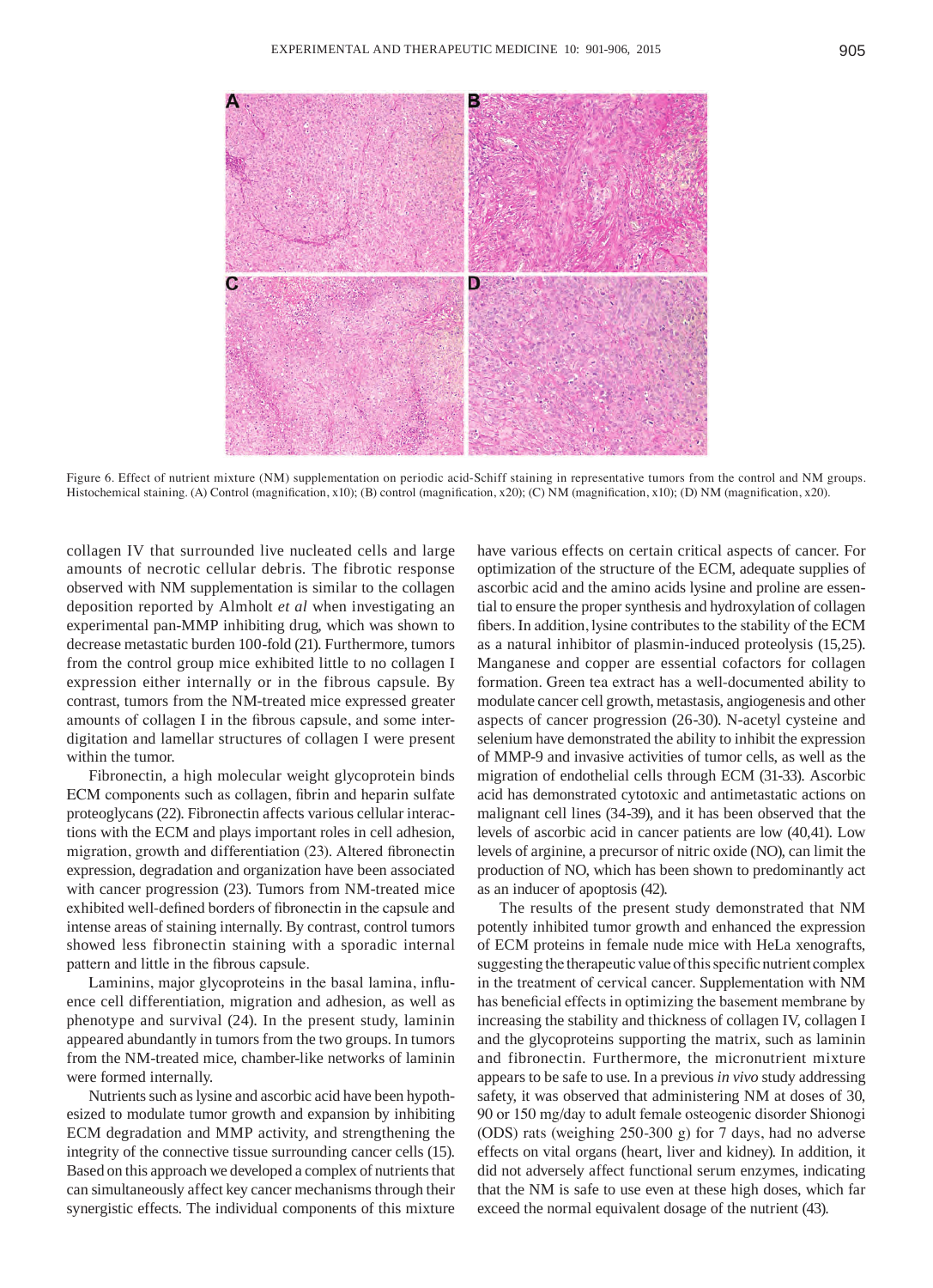Figure 6. Effect of nutrient mixture (NM) supplementation on periodic acid-Schiff staining in representative tumors from the control and NM groups. Histochemical staining. (A) Control (magnification, x10); (B) control (magnification, x20); (C) NM (magnification, x10); (D) NM (magnification, x20).

collagen IV that surrounded live nucleated cells and large amounts of necrotic cellular debris. The fibrotic response observed with NM supplementation is similar to the collagen deposition reported by Almholt *et al* when investigating an experimental pan-MMP inhibiting drug, which was shown to decrease metastatic burden 100-fold (21). Furthermore, tumors from the control group mice exhibited little to no collagen I expression either internally or in the fibrous capsule. By contrast, tumors from the NM-treated mice expressed greater amounts of collagen I in the fibrous capsule, and some interdigitation and lamellar structures of collagen I were present within the tumor.

Fibronectin, a high molecular weight glycoprotein binds ECM components such as collagen, fibrin and heparin sulfate proteoglycans (22). Fibronectin affects various cellular interactions with the ECM and plays important roles in cell adhesion, migration, growth and differentiation (23). Altered fibronectin expression, degradation and organization have been associated with cancer progression (23). Tumors from NM-treated mice exhibited well-defined borders of fibronectin in the capsule and intense areas of staining internally. By contrast, control tumors showed less fibronectin staining with a sporadic internal pattern and little in the fibrous capsule.

Laminins, major glycoproteins in the basal lamina, influence cell differentiation, migration and adhesion, as well as phenotype and survival (24). In the present study, laminin appeared abundantly in tumors from the two groups. In tumors from the NM-treated mice, chamber-like networks of laminin were formed internally.

Nutrients such as lysine and ascorbic acid have been hypothesized to modulate tumor growth and expansion by inhibiting ECM degradation and MMP activity, and strengthening the integrity of the connective tissue surrounding cancer cells (15). Based on this approach we developed a complex of nutrients that can simultaneously affect key cancer mechanisms through their synergistic effects. The individual components of this mixture have various effects on certain critical aspects of cancer. For optimization of the structure of the ECM, adequate supplies of ascorbic acid and the amino acids lysine and proline are essential to ensure the proper synthesis and hydroxylation of collagen fibers. In addition, lysine contributes to the stability of the ECM as a natural inhibitor of plasmin-induced proteolysis (15,25). Manganese and copper are essential cofactors for collagen formation. Green tea extract has a well-documented ability to modulate cancer cell growth, metastasis, angiogenesis and other aspects of cancer progression (26-30). N-acetyl cysteine and selenium have demonstrated the ability to inhibit the expression of MMP-9 and invasive activities of tumor cells, as well as the migration of endothelial cells through ECM (31-33). Ascorbic acid has demonstrated cytotoxic and antimetastatic actions on malignant cell lines (34-39), and it has been observed that the levels of ascorbic acid in cancer patients are low (40,41). Low levels of arginine, a precursor of nitric oxide (NO), can limit the production of NO, which has been shown to predominantly act as an inducer of apoptosis (42).

The results of the present study demonstrated that NM potently inhibited tumor growth and enhanced the expression of ECM proteins in female nude mice with HeLa xenografts, suggesting the therapeutic value of this specific nutrient complex in the treatment of cervical cancer. Supplementation with NM has beneficial effects in optimizing the basement membrane by increasing the stability and thickness of collagen IV, collagen I and the glycoproteins supporting the matrix, such as laminin and fibronectin. Furthermore, the micronutrient mixture appears to be safe to use. In a previous *in vivo* study addressing safety, it was observed that administering NM at doses of 30, 90 or 150 mg/day to adult female osteogenic disorder Shionogi (ODS) rats (weighing 250-300 g) for 7 days, had no adverse effects on vital organs (heart, liver and kidney). In addition, it did not adversely affect functional serum enzymes, indicating that the NM is safe to use even at these high doses, which far exceed the normal equivalent dosage of the nutrient (43).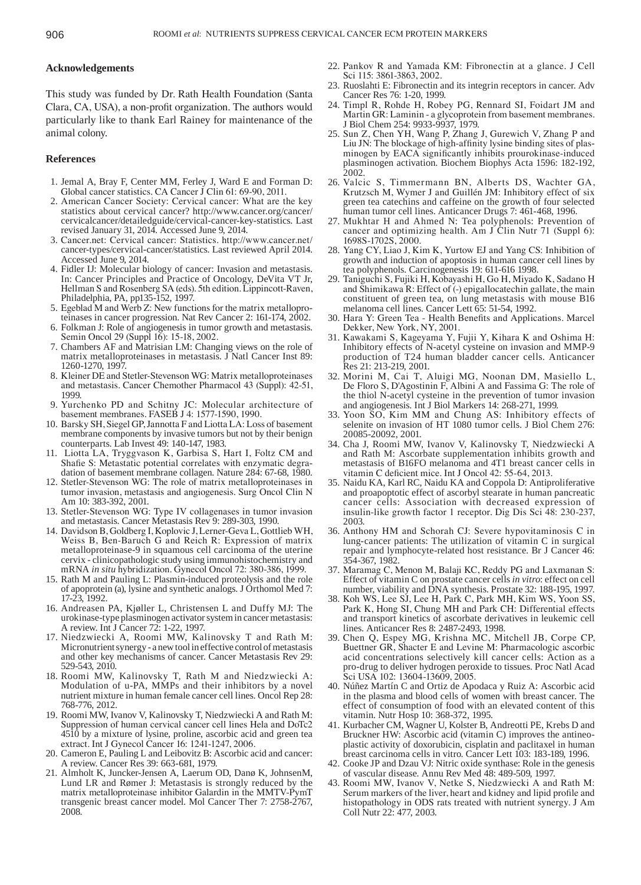## Acknowledgements

This study was funded by Dr. Rath Health Foundation (Santa Clara, CA, USA), a non-profit organization. The authors would particularly like to thank Earl Rainey for maintenance of the animal colony.

## References

1. Jemal A, Bray F, Center MM, Ferley J, Ward E and Forman D: Global cancer statistics. CA Cancer J Clin 61: 69-90, 2011.
2. American Cancer Society: Cervical cancer: What are the key statistics about cervical cancer? http://www.cancer.org/cancer/cervicalcancer/detailedguide/cervical-cancer-key-statistics. Last revised January 31, 2014. Accessed June 9, 2014.
3. Cancer.net: Cervical cancer: Statistics. http://www.cancer.net/cancer-types/cervical-cancer/statistics. Last reviewed April 2014. Accessed June 9, 2014.
4. Fidler IJ: Molecular biology of cancer: Invasion and metastasis. In: Cancer Principles and Practice of Oncology, DeVita VT Jr, Hellman S and Rosenberg SA (eds). 5th edition. Lippincott-Raven, Philadelphia, PA, pp135-152, 1997.
5. Egeblad M and Werb Z: New functions for the matrix metalloproteinases in cancer progression. Nat Rev Cancer 2: 161-174, 2002.
6. Folkman J: Role of angiogenesis in tumor growth and metastasis. Semin Oncol 29 (Suppl 16): 15-18, 2002.
7. Chambers AF and Matrisian LM: Changing views on the role of matrix metalloproteinases in metastasis. J Natl Cancer Inst 89: 1260-1270, 1997.
8. Kleiner DE and Stetler-Stevenson WG: Matrix metalloproteinases and metastasis. Cancer Chemother Pharmacol 43 (Suppl): 42-51, 1999.
9. Yurchenko PD and Schitny JC: Molecular architecture of basement membranes. FASEB J 4: 1577-1590, 1990.
10. Barsky SH, Siegel GP, Jannotta F and Liotta LA: Loss of basement membrane components by invasive tumors but not by their benign counterparts. Lab Invest 49: 140-147, 1983.
11. Liotta LA, Tryggvason K, Garbisa S, Hart I, Foltz CM and Shafie S: Metastatic potential correlates with enzymatic degradation of basement membrane collagen. Nature 284: 67-68, 1980.
12. Stetler-Stevenson WG: The role of matrix metalloproteinases in tumor invasion, metastasis and angiogenesis. Surg Oncol Clin N Am 10: 383-392, 2001.
13. Stetler-Stevenson WG: Type IV collagenases in tumor invasion and metastasis. Cancer Metastasis Rev 9: 289-303, 1990.
14. Davidson B, Goldberg I, Koplovic J, Lerner-Geva L, Gottlieb WH, Weiss B, Ben-Baruch G and Reich R: Expression of matrix metalloproteinase-9 in squamous cell carcinoma of the uterine cervix - clinicopathologic study using immunohistochemistry and mRNA *in situ* hybridization. Gynecol Oncol 72: 380-386, 1999.
15. Rath M and Pauling L: Plasmin-induced proteolysis and the role of apoprotein (a), lysine and synthetic analogs. J Orthomol Med 7: 17-23, 1992.
16. Andreasen PA, Kjøller L, Christensen L and Duffy MJ: The urokinase-type plasminogen activator system in cancer metastasis: A review. Int J Cancer 72: 1-22, 1997.
17. Niedzwiecki A, Roomi MW, Kalinovsky T and Rath M: Micronutrient synergy - a new tool in effective control of metastasis and other key mechanisms of cancer. Cancer Metastasis Rev 29: 529-543, 2010.
18. Roomi MW, Kalinovsky T, Rath M and Niedzwiecki A: Modulation of u-PA, MMPs and their inhibitors by a novel nutrient mixture in human female cancer cell lines. Oncol Rep 28: 768-776, 2012.
19. Roomi MW, Ivanov V, Kalinovsky T, Niedzwiecki A and Rath M: Suppression of human cervical cancer cell lines Hela and DoTc2 4510 by a mixture of lysine, proline, ascorbic acid and green tea extract. Int J Gynecol Cancer 16: 1241-1247, 2006.
20. Cameron E, Pauling L and Leibovitz B: Ascorbic acid and cancer: A review. Cancer Res 39: 663-681, 1979.
21. Almholt K, Juncker-Jensen A, Laerum OD, Danø K, JohnsenM, Lund LR and Rømer J: Metastasis is strongly reduced by the matrix metalloproteinase inhibitor Galardin in the MMTV-PymT transgenic breast cancer model. Mol Cancer Ther 7: 2758-2767, 2008.
22. Pankov R and Yamada KM: Fibronectin at a glance. J Cell Sci 115: 3861-3863, 2002.
23. Ruoslahti E: Fibronectin and its integrin receptors in cancer. Adv Cancer Res 76: 1-20, 1999.
24. Timpl R, Rohde H, Robey PG, Rennard SI, Foidart JM and Martin GR: Laminin - a glycoprotein from basement membranes. J Biol Chem 254: 9933-9937, 1979.
25. Sun Z, Chen YH, Wang P, Zhang J, Gurewich V, Zhang P and Liu JN: The blockage of high-affinity lysine binding sites of plasminogen by EACA significantly inhibits prourokinase-induced plasminogen activation. Biochem Biophys Acta 1596: 182-192, 2002.
26. Valcic S, Timmermann BN, Alberts DS, Wachter GA, Krutzsch M, Wymer J and Guillén JM: Inhibitory effect of six green tea catechins and caffeine on the growth of four selected human tumor cell lines. Anticancer Drugs 7: 461-468, 1996.
27. Mukhtar H and Ahmed N: Tea polyphenols: Prevention of cancer and optimizing health. Am J Clin Nutr 71 (Suppl 6): 1698S-1702S, 2000.
28. Yang CY, Liao J, Kim K, Yurtow EJ and Yang CS: Inhibition of growth and induction of apoptosis in human cancer cell lines by tea polyphenols. Carcinogenesis 19: 611-616 1998.
29. Taniguchi S, Fujiki H, Kobayashi H, Go H, Miyado K, Sadano H and Shimikawa R: Effect of (-) epigallocatechin gallate, the main constituent of green tea, on lung metastasis with mouse B16 melanoma cell lines. Cancer Lett 65: 51-54, 1992.
30. Hara Y: Green Tea - Health Benefits and Applications. Marcel Dekker, New York, NY, 2001.
31. Kawakami S, Kageyama Y, Fujii Y, Kihara K and Oshima H: Inhibitory effects of N-acetyl cysteine on invasion and MMP-9 production of T24 human bladder cancer cells. Anticancer Res 21: 213-219, 2001.
32. Morini M, Cai T, Aluigi MG, Noonan DM, Masiello L, De Floro S, D'Agostinin F, Albini A and Fassima G: The role of the thiol N-acetyl cysteine in the prevention of tumor invasion and angiogenesis. Int J Biol Markers 14: 268-271, 1999.
33. Yoon SO, Kim MM and Chung AS: Inhibitory effects of selenite on invasion of HT 1080 tumor cells. J Biol Chem 276: 20085-20092, 2001.
34. Cha J, Roomi MW, Ivanov V, Kalinovsky T, Niedzwiecki A and Rath M: Ascorbate supplementation inhibits growth and metastasis of B16FO melanoma and 4T1 breast cancer cells in vitamin C deficient mice. Int J Oncol 42: 55-64, 2013.
35. Naidu KA, Karl RC, Naidu KA and Coppola D: Antiproliferative and proapoptotic effect of ascorbyl stearate in human pancreatic cancer cells: Association with decreased expression of insulin-like growth factor 1 receptor. Dig Dis Sci 48: 230-237, 2003.
36. Anthony HM and Schorah CJ: Severe hypovitaminosis C in lung-cancer patients: The utilization of vitamin C in surgical repair and lymphocyte-related host resistance. Br J Cancer 46: 354-367, 1982.
37. Maramag C, Menon M, Balaji KC, Reddy PG and Laxmanan S: Effect of vitamin C on prostate cancer cells *in vitro*: effect on cell number, viability and DNA synthesis. Prostate 32: 188-195, 1997.
38. Koh WS, Lee SJ, Lee H, Park C, Park MH, Kim WS, Yoon SS, Park K, Hong SI, Chung MH and Park CH: Differential effects and transport kinetics of ascorbate derivatives in leukemic cell lines. Anticancer Res 8: 2487-2493, 1998.
39. Chen Q, Espey MG, Krishna MC, Mitchell JB, Corpe CP, Buettner GR, Shacter E and Levine M: Pharmacologic ascorbic acid concentrations selectively kill cancer cells: Action as a pro-drug to deliver hydrogen peroxide to tissues. Proc Natl Acad Sci USA 102: 13604-13609, 2005.
40. Núñez Martín C and Ortiz de Apodaca y Ruiz A: Ascorbic acid in the plasma and blood cells of women with breast cancer. The effect of consumption of food with an elevated content of this vitamin. Nutr Hosp 10: 368-372, 1995.
41. Kurbacher CM, Wagner U, Kolster B, Andreotti PE, Krebs D and Bruckner HW: Ascorbic acid (vitamin C) improves the antineoplastic activity of doxorubicin, cisplatin and paclitaxel in human breast carcinoma cells in vitro. Cancer Lett 103: 183-189, 1996.
42. Cooke JP and Dzau VJ: Nitric oxide synthase: Role in the genesis of vascular disease. Annu Rev Med 48: 489-509, 1997.
43. Roomi MW, Ivanov V, Netke S, Niedzwiecki A and Rath M: Serum markers of the liver, heart and kidney and lipid profile and histopathology in ODS rats treated with nutrient synergy. J Am Coll Nutr 22: 477, 2003.